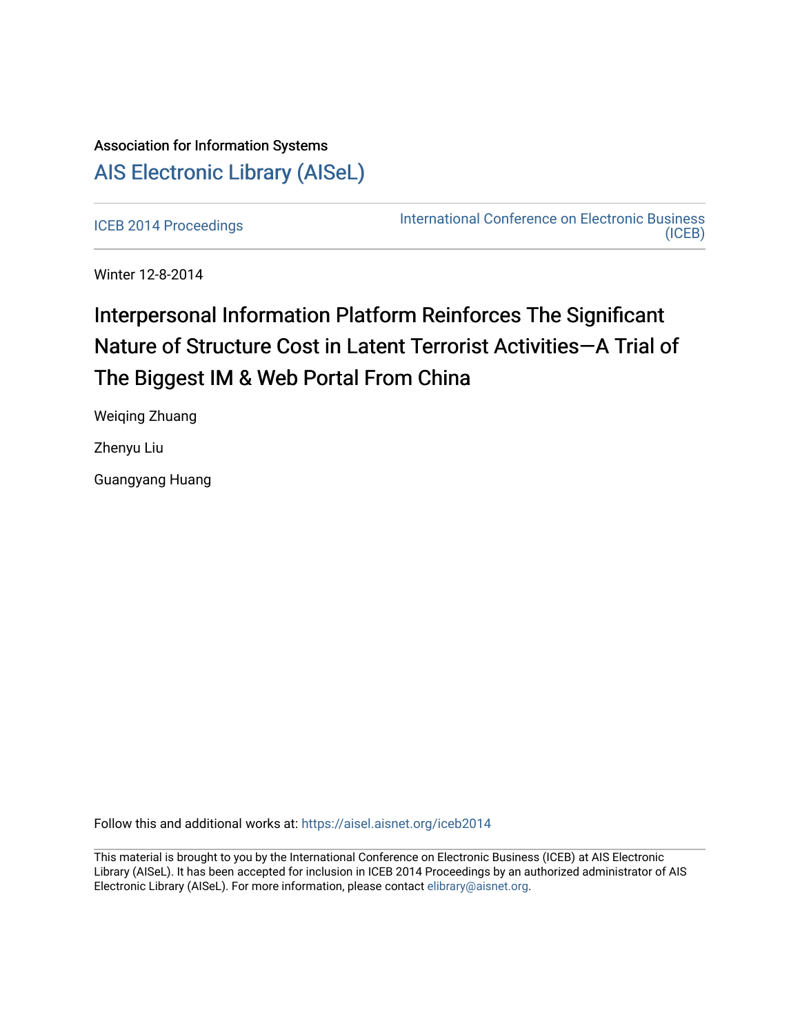Association for Information Systems

[AIS Electronic Library (AISeL)](https://aisel.aisnet.org)

ICEB 2014 Proceedings | International Conference on Electronic Business (ICEB)

Winter 12-8-2014

# Interpersonal Information Platform Reinforces The Significant Nature of Structure Cost in Latent Terrorist Activities—A Trial of The Biggest IM & Web Portal From China

Weiqing Zhuang

Zhenyu Liu

Guangyang Huang

Follow this and additional works at: https://aisel.aisnet.org/iceb2014

This material is brought to you by the International Conference on Electronic Business (ICEB) at AIS Electronic Library (AISeL). It has been accepted for inclusion in ICEB 2014 Proceedings by an authorized administrator of AIS Electronic Library (AISeL). For more information, please contact elibrary@aisnet.org.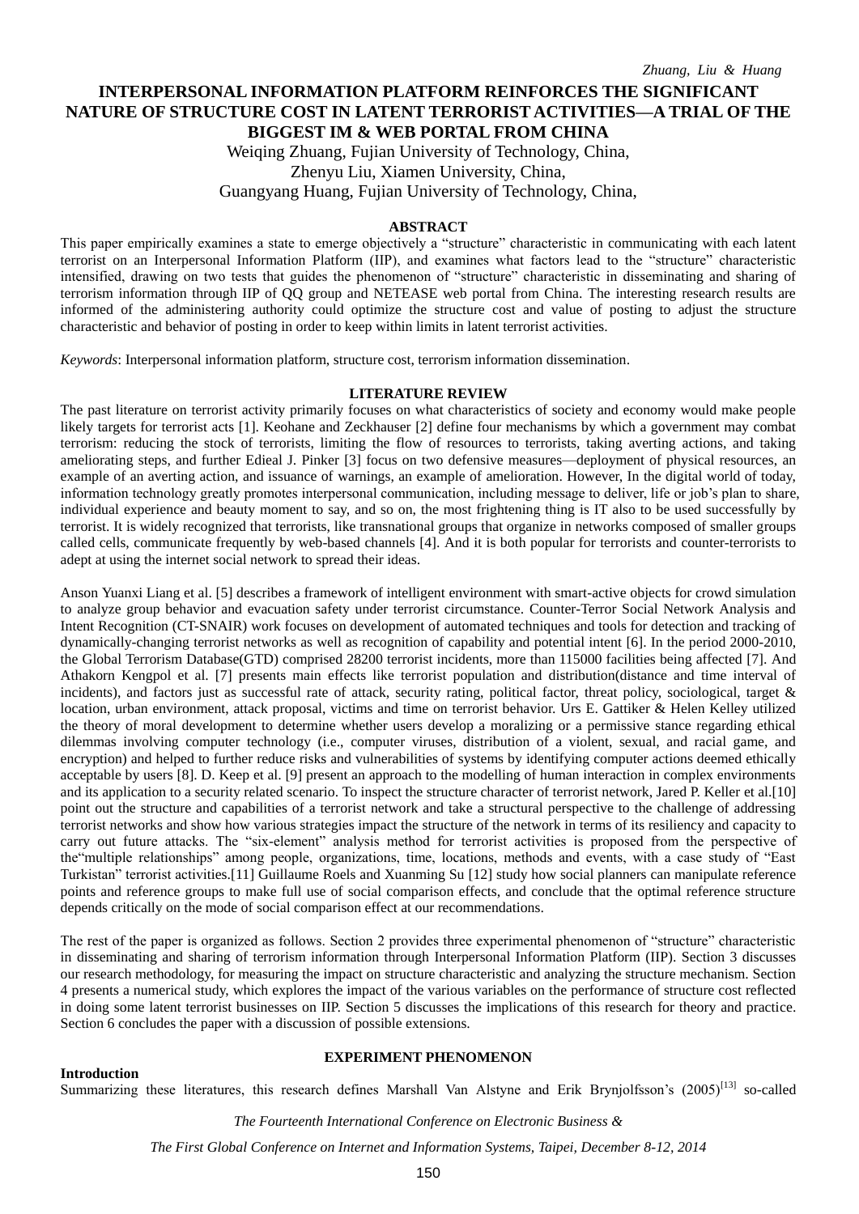# INTERPERSONAL INFORMATION PLATFORM REINFORCES THE SIGNIFICANT NATURE OF STRUCTURE COST IN LATENT TERRORIST ACTIVITIES—A TRIAL OF THE BIGGEST IM & WEB PORTAL FROM CHINA

Weiqing Zhuang, Fujian University of Technology, China,
Zhenyu Liu, Xiamen University, China,
Guangyang Huang, Fujian University of Technology, China,

## ABSTRACT

This paper empirically examines a state to emerge objectively a "structure" characteristic in communicating with each latent terrorist on an Interpersonal Information Platform (IIP), and examines what factors lead to the "structure" characteristic intensified, drawing on two tests that guides the phenomenon of "structure" characteristic in disseminating and sharing of terrorism information through IIP of QQ group and NETEASE web portal from China. The interesting research results are informed of the administering authority could optimize the structure cost and value of posting to adjust the structure characteristic and behavior of posting in order to keep within limits in latent terrorist activities.

*Keywords*: Interpersonal information platform, structure cost, terrorism information dissemination.

## LITERATURE REVIEW

The past literature on terrorist activity primarily focuses on what characteristics of society and economy would make people likely targets for terrorist acts [1]. Keohane and Zeckhauser [2] define four mechanisms by which a government may combat terrorism: reducing the stock of terrorists, limiting the flow of resources to terrorists, taking averting actions, and taking ameliorating steps, and further Edieal J. Pinker [3] focus on two defensive measures—deployment of physical resources, an example of an averting action, and issuance of warnings, an example of amelioration. However, In the digital world of today, information technology greatly promotes interpersonal communication, including message to deliver, life or job's plan to share, individual experience and beauty moment to say, and so on, the most frightening thing is IT also to be used successfully by terrorist. It is widely recognized that terrorists, like transnational groups that organize in networks composed of smaller groups called cells, communicate frequently by web-based channels [4]. And it is both popular for terrorists and counter-terrorists to adept at using the internet social network to spread their ideas.

Anson Yuanxi Liang et al. [5] describes a framework of intelligent environment with smart-active objects for crowd simulation to analyze group behavior and evacuation safety under terrorist circumstance. Counter-Terror Social Network Analysis and Intent Recognition (CT-SNAIR) work focuses on development of automated techniques and tools for detection and tracking of dynamically-changing terrorist networks as well as recognition of capability and potential intent [6]. In the period 2000-2010, the Global Terrorism Database(GTD) comprised 28200 terrorist incidents, more than 115000 facilities being affected [7]. And Athakorn Kengpol et al. [7] presents main effects like terrorist population and distribution(distance and time interval of incidents), and factors just as successful rate of attack, security rating, political factor, threat policy, sociological, target & location, urban environment, attack proposal, victims and time on terrorist behavior. Urs E. Gattiker & Helen Kelley utilized the theory of moral development to determine whether users develop a moralizing or a permissive stance regarding ethical dilemmas involving computer technology (i.e., computer viruses, distribution of a violent, sexual, and racial game, and encryption) and helped to further reduce risks and vulnerabilities of systems by identifying computer actions deemed ethically acceptable by users [8]. D. Keep et al. [9] present an approach to the modelling of human interaction in complex environments and its application to a security related scenario. To inspect the structure character of terrorist network, Jared P. Keller et al.[10] point out the structure and capabilities of a terrorist network and take a structural perspective to the challenge of addressing terrorist networks and show how various strategies impact the structure of the network in terms of its resiliency and capacity to carry out future attacks. The "six-element" analysis method for terrorist activities is proposed from the perspective of the"multiple relationships" among people, organizations, time, locations, methods and events, with a case study of "East Turkistan" terrorist activities.[11] Guillaume Roels and Xuanming Su [12] study how social planners can manipulate reference points and reference groups to make full use of social comparison effects, and conclude that the optimal reference structure depends critically on the mode of social comparison effect at our recommendations.

The rest of the paper is organized as follows. Section 2 provides three experimental phenomenon of "structure" characteristic in disseminating and sharing of terrorism information through Interpersonal Information Platform (IIP). Section 3 discusses our research methodology, for measuring the impact on structure characteristic and analyzing the structure mechanism. Section 4 presents a numerical study, which explores the impact of the various variables on the performance of structure cost reflected in doing some latent terrorist businesses on IIP. Section 5 discusses the implications of this research for theory and practice. Section 6 concludes the paper with a discussion of possible extensions.

## EXPERIMENT PHENOMENON

### Introduction

Summarizing these literatures, this research defines Marshall Van Alstyne and Erik Brynjolfsson's (2005)[13] so-called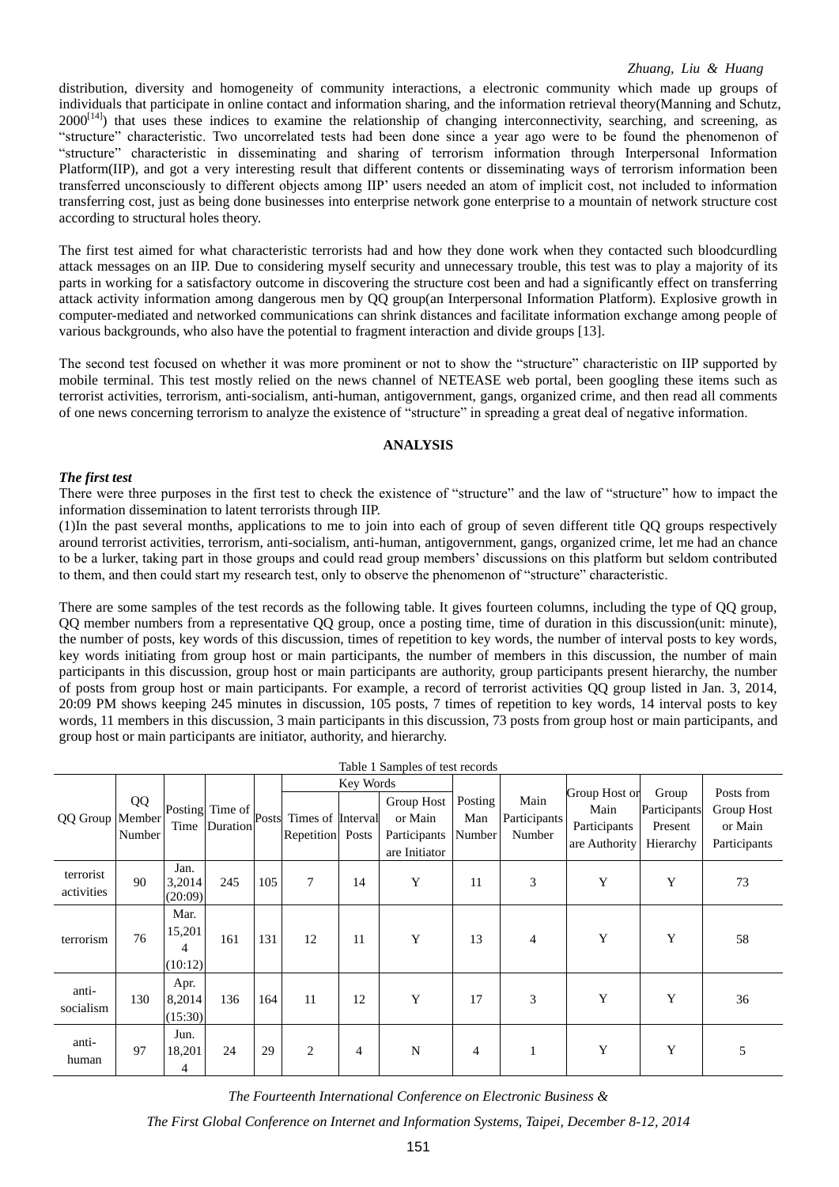distribution, diversity and homogeneity of community interactions, a electronic community which made up groups of individuals that participate in online contact and information sharing, and the information retrieval theory(Manning and Schutz, 2000[14]) that uses these indices to examine the relationship of changing interconnectivity, searching, and screening, as "structure" characteristic. Two uncorrelated tests had been done since a year ago were to be found the phenomenon of "structure" characteristic in disseminating and sharing of terrorism information through Interpersonal Information Platform(IIP), and got a very interesting result that different contents or disseminating ways of terrorism information been transferred unconsciously to different objects among IIP' users needed an atom of implicit cost, not included to information transferring cost, just as being done businesses into enterprise network gone enterprise to a mountain of network structure cost according to structural holes theory.

The first test aimed for what characteristic terrorists had and how they done work when they contacted such bloodcurdling attack messages on an IIP. Due to considering myself security and unnecessary trouble, this test was to play a majority of its parts in working for a satisfactory outcome in discovering the structure cost been and had a significantly effect on transferring attack activity information among dangerous men by QQ group(an Interpersonal Information Platform). Explosive growth in computer-mediated and networked communications can shrink distances and facilitate information exchange among people of various backgrounds, who also have the potential to fragment interaction and divide groups [13].

The second test focused on whether it was more prominent or not to show the "structure" characteristic on IIP supported by mobile terminal. This test mostly relied on the news channel of NETEASE web portal, been googling these items such as terrorist activities, terrorism, anti-socialism, anti-human, antigovernment, gangs, organized crime, and then read all comments of one news concerning terrorism to analyze the existence of "structure" in spreading a great deal of negative information.

## ANALYSIS

### *The first test*

There were three purposes in the first test to check the existence of "structure" and the law of "structure" how to impact the information dissemination to latent terrorists through IIP.

(1)In the past several months, applications to me to join into each of group of seven different title QQ groups respectively around terrorist activities, terrorism, anti-socialism, anti-human, antigovernment, gangs, organized crime, let me had an chance to be a lurker, taking part in those groups and could read group members' discussions on this platform but seldom contributed to them, and then could start my research test, only to observe the phenomenon of "structure" characteristic.

There are some samples of the test records as the following table. It gives fourteen columns, including the type of QQ group, QQ member numbers from a representative QQ group, once a posting time, time of duration in this discussion(unit: minute), the number of posts, key words of this discussion, times of repetition to key words, the number of interval posts to key words, key words initiating from group host or main participants, the number of members in this discussion, the number of main participants in this discussion, group host or main participants are authority, group participants present hierarchy, the number of posts from group host or main participants. For example, a record of terrorist activities QQ group listed in Jan. 3, 2014, 20:09 PM shows keeping 245 minutes in discussion, 105 posts, 7 times of repetition to key words, 14 interval posts to key words, 11 members in this discussion, 3 main participants in this discussion, 73 posts from group host or main participants, and group host or main participants are initiator, authority, and hierarchy.

Table 1 Samples of test records

| QQ Group | QQ Member Number | Posting Time | Time of Duration | Posts | Key Words | | | Posting Man Number | Main Participants Number | Group Host or Main Participants are Authority | Group Participants Present Hierarchy | Posts from Group Host or Main Participants |
|---|---|---|---|---|---|---|---|---|---|---|---|---|
| | | | | | Times of Repetition | Interval Posts | Group Host or Main Participants are Initiator | | | | | |
| terrorist activities | 90 | Jan. 3,2014 (20:09) | 245 | 105 | 7 | 14 | Y | 11 | 3 | Y | Y | 73 |
| terrorism | 76 | Mar. 15,2014 (10:12) | 161 | 131 | 12 | 11 | Y | 13 | 4 | Y | Y | 58 |
| anti-socialism | 130 | Apr. 8,2014 (15:30) | 136 | 164 | 11 | 12 | Y | 17 | 3 | Y | Y | 36 |
| anti-human | 97 | Jun. 18,2014 | 24 | 29 | 2 | 4 | N | 4 | 1 | Y | Y | 5 |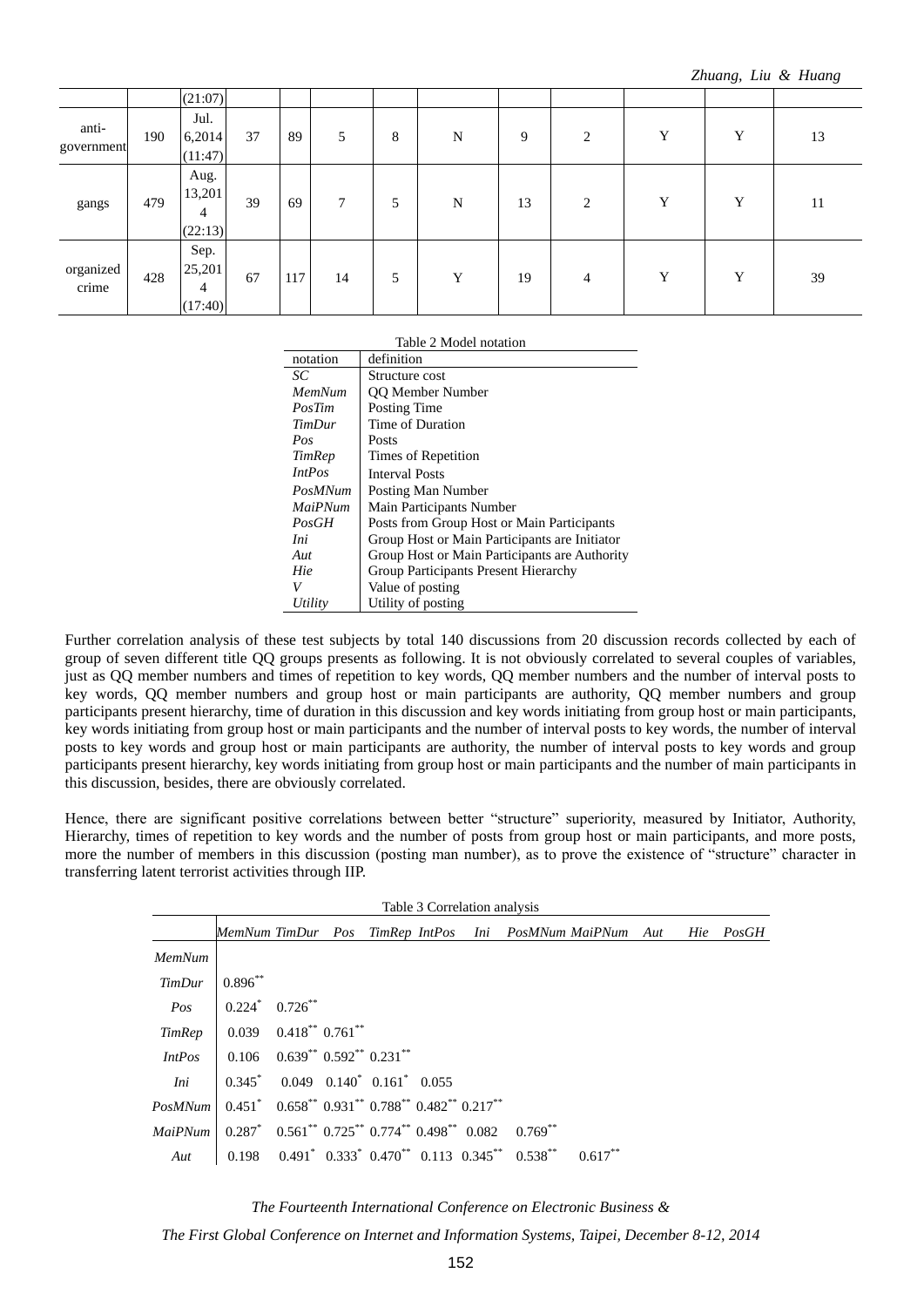| | | (21:07) | | | | | | | | | | |
|---|---|---|---|---|---|---|---|---|---|---|---|---|
| anti-government | 190 | Jul. 6,2014 (11:47) | 37 | 89 | 5 | 8 | N | 9 | 2 | Y | Y | 13 |
| gangs | 479 | Aug. 13,2014 (22:13) | 39 | 69 | 7 | 5 | N | 13 | 2 | Y | Y | 11 |
| organized crime | 428 | Sep. 25,2014 (17:40) | 67 | 117 | 14 | 5 | Y | 19 | 4 | Y | Y | 39 |

Table 2 Model notation

| notation | definition |
|---|---|
| *SC* | Structure cost |
| *MemNum* | QQ Member Number |
| *PosTim* | Posting Time |
| *TimDur* | Time of Duration |
| *Pos* | Posts |
| *TimRep* | Times of Repetition |
| *IntPos* | Interval Posts |
| *PosMNum* | Posting Man Number |
| *MaiPNum* | Main Participants Number |
| *PosGH* | Posts from Group Host or Main Participants |
| *Ini* | Group Host or Main Participants are Initiator |
| *Aut* | Group Host or Main Participants are Authority |
| *Hie* | Group Participants Present Hierarchy |
| *V* | Value of posting |
| *Utility* | Utility of posting |

Further correlation analysis of these test subjects by total 140 discussions from 20 discussion records collected by each of group of seven different title QQ groups presents as following. It is not obviously correlated to several couples of variables, just as QQ member numbers and times of repetition to key words, QQ member numbers and the number of interval posts to key words, QQ member numbers and group host or main participants are authority, QQ member numbers and group participants present hierarchy, time of duration in this discussion and key words initiating from group host or main participants, key words initiating from group host or main participants and the number of interval posts to key words, the number of interval posts to key words and group host or main participants are authority, the number of interval posts to key words and group participants present hierarchy, key words initiating from group host or main participants and the number of main participants in this discussion, besides, there are obviously correlated.

Hence, there are significant positive correlations between better "structure" superiority, measured by Initiator, Authority, Hierarchy, times of repetition to key words and the number of posts from group host or main participants, and more posts, more the number of members in this discussion (posting man number), as to prove the existence of "structure" character in transferring latent terrorist activities through IIP.

Table 3 Correlation analysis

| | *MemNum* | *TimDur* | *Pos* | *TimRep* | *IntPos* | *Ini* | *PosMNum* | *MaiPNum* | *Aut* | *Hie* | *PosGH* |
|---|---|---|---|---|---|---|---|---|---|---|---|
| *MemNum* | | | | | | | | | | | |
| *TimDur* | 0.896** | | | | | | | | | | |
| *Pos* | 0.224* | 0.726** | | | | | | | | | |
| *TimRep* | 0.039 | 0.418** | 0.761** | | | | | | | | |
| *IntPos* | 0.106 | 0.639** | 0.592** | 0.231** | | | | | | | |
| *Ini* | 0.345* | 0.049 | 0.140* | 0.161* | 0.055 | | | | | | |
| *PosMNum* | 0.451* | 0.658** | 0.931** | 0.788** | 0.482** | 0.217** | | | | | |
| *MaiPNum* | 0.287* | 0.561** | 0.725** | 0.774** | 0.498** | 0.082 | 0.769** | | | | |
| *Aut* | 0.198 | 0.491* | 0.333* | 0.470** | 0.113 | 0.345** | 0.538** | 0.617** | | | |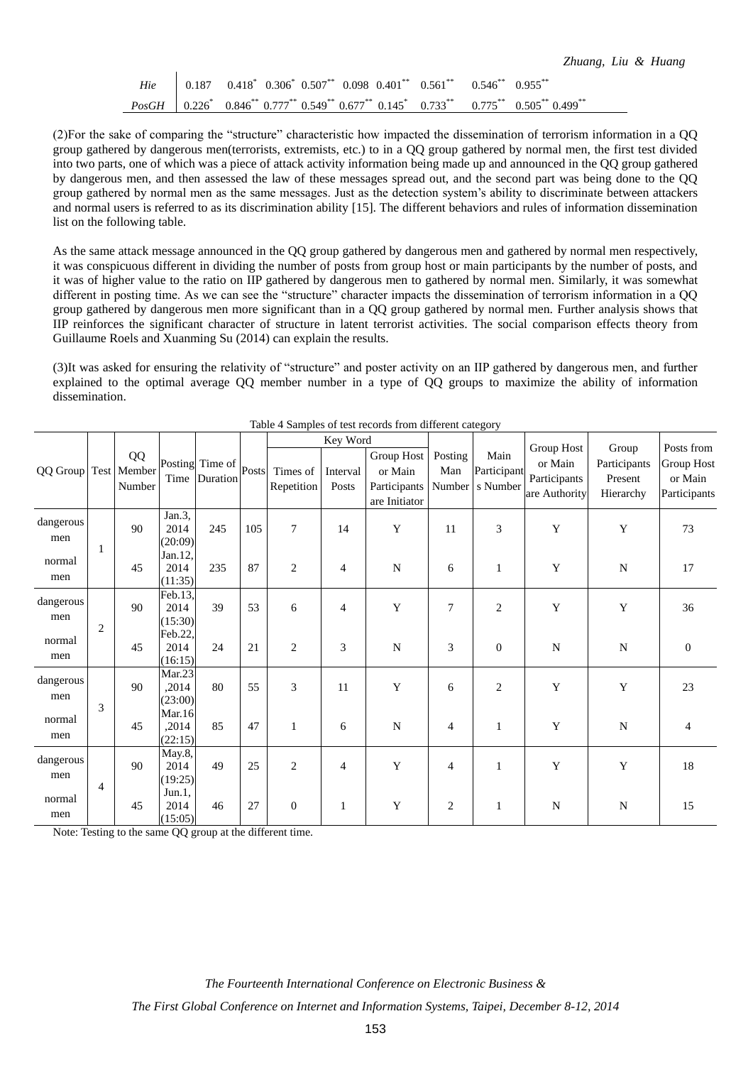| | | | | | | | | | | | |
|---|---|---|---|---|---|---|---|---|---|---|---|
| *Hie* | 0.187 | 0.418* | 0.306* | 0.507** | 0.098 | 0.401** | 0.561** | 0.546** | 0.955** | | |
| *PosGH* | 0.226* | 0.846** | 0.777** | 0.549** | 0.677** | 0.145* | 0.733** | 0.775** | 0.505** | 0.499** | |

(2)For the sake of comparing the "structure" characteristic how impacted the dissemination of terrorism information in a QQ group gathered by dangerous men(terrorists, extremists, etc.) to in a QQ group gathered by normal men, the first test divided into two parts, one of which was a piece of attack activity information being made up and announced in the QQ group gathered by dangerous men, and then assessed the law of these messages spread out, and the second part was being done to the QQ group gathered by normal men as the same messages. Just as the detection system's ability to discriminate between attackers and normal users is referred to as its discrimination ability [15]. The different behaviors and rules of information dissemination list on the following table.

As the same attack message announced in the QQ group gathered by dangerous men and gathered by normal men respectively, it was conspicuous different in dividing the number of posts from group host or main participants by the number of posts, and it was of higher value to the ratio on IIP gathered by dangerous men to gathered by normal men. Similarly, it was somewhat different in posting time. As we can see the "structure" character impacts the dissemination of terrorism information in a QQ group gathered by dangerous men more significant than in a QQ group gathered by normal men. Further analysis shows that IIP reinforces the significant character of structure in latent terrorist activities. The social comparison effects theory from Guillaume Roels and Xuanming Su (2014) can explain the results.

(3)It was asked for ensuring the relativity of "structure" and poster activity on an IIP gathered by dangerous men, and further explained to the optimal average QQ member number in a type of QQ groups to maximize the ability of information dissemination.

Table 4 Samples of test records from different category

| QQ Group | Test | QQ Member Number | Posting Time | Time of Duration | Posts | Key Word | | | Posting Man Number | Main Participants Number | Group Host or Main Participants are Authority | Group Participants Present Hierarchy | Posts from Group Host or Main Participants |
|---|---|---|---|---|---|---|---|---|---|---|---|---|---|
| | | | | | | Times of Repetition | Interval Posts | Group Host or Main Participants are Initiator | | | | | |
| dangerous men | 1 | 90 | Jan.3, 2014 (20:09) | 245 | 105 | 7 | 14 | Y | 11 | 3 | Y | Y | 73 |
| normal men | | 45 | Jan.12, 2014 (11:35) | 235 | 87 | 2 | 4 | N | 6 | 1 | Y | N | 17 |
| dangerous men | 2 | 90 | Feb.13, 2014 (15:30) | 39 | 53 | 6 | 4 | Y | 7 | 2 | Y | Y | 36 |
| normal men | | 45 | Feb.22, 2014 (16:15) | 24 | 21 | 2 | 3 | N | 3 | 0 | N | N | 0 |
| dangerous men | 3 | 90 | Mar.23 ,2014 (23:00) | 80 | 55 | 3 | 11 | Y | 6 | 2 | Y | Y | 23 |
| normal men | | 45 | Mar.16 ,2014 (22:15) | 85 | 47 | 1 | 6 | N | 4 | 1 | Y | N | 4 |
| dangerous men | 4 | 90 | May.8, 2014 (19:25) | 49 | 25 | 2 | 4 | Y | 4 | 1 | Y | Y | 18 |
| normal men | | 45 | Jun.1, 2014 (15:05) | 46 | 27 | 0 | 1 | Y | 2 | 1 | N | N | 15 |

Note: Testing to the same QQ group at the different time.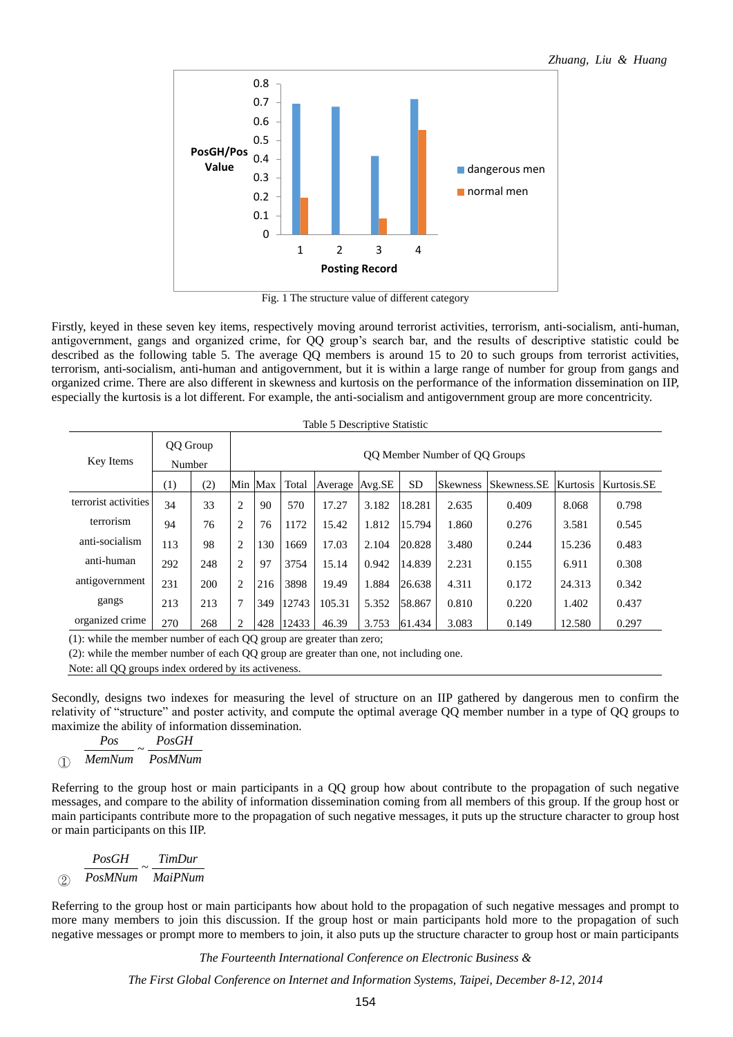Fig. 1 The structure value of different category

Firstly, keyed in these seven key items, respectively moving around terrorist activities, terrorism, anti-socialism, anti-human, antigovernment, gangs and organized crime, for QQ group's search bar, and the results of descriptive statistic could be described as the following table 5. The average QQ members is around 15 to 20 to such groups from terrorist activities, terrorism, anti-socialism, anti-human and antigovernment, but it is within a large range of number for group from gangs and organized crime. There are also different in skewness and kurtosis on the performance of the information dissemination on IIP, especially the kurtosis is a lot different. For example, the anti-socialism and antigovernment group are more concentricity.

Table 5 Descriptive Statistic

| Key Items | QQ Group Number | | QQ Member Number of QQ Groups | | | | | | | | | | |
|---|---|---|---|---|---|---|---|---|---|---|---|---|---|
| | (1) | (2) | Min | Max | Total | Average | Avg.SE | SD | Skewness | Skewness.SE | Kurtosis | Kurtosis.SE |
| terrorist activities | 34 | 33 | 2 | 90 | 570 | 17.27 | 3.182 | 18.281 | 2.635 | 0.409 | 8.068 | 0.798 |
| terrorism | 94 | 76 | 2 | 76 | 1172 | 15.42 | 1.812 | 15.794 | 1.860 | 0.276 | 3.581 | 0.545 |
| anti-socialism | 113 | 98 | 2 | 130 | 1669 | 17.03 | 2.104 | 20.828 | 3.480 | 0.244 | 15.236 | 0.483 |
| anti-human | 292 | 248 | 2 | 97 | 3754 | 15.14 | 0.942 | 14.839 | 2.231 | 0.155 | 6.911 | 0.308 |
| antigovernment | 231 | 200 | 2 | 216 | 3898 | 19.49 | 1.884 | 26.638 | 4.311 | 0.172 | 24.313 | 0.342 |
| gangs | 213 | 213 | 7 | 349 | 12743 | 105.31 | 5.352 | 58.867 | 0.810 | 0.220 | 1.402 | 0.437 |
| organized crime | 270 | 268 | 2 | 428 | 12433 | 46.39 | 3.753 | 61.434 | 3.083 | 0.149 | 12.580 | 0.297 |

(1): while the member number of each QQ group are greater than zero;

(2): while the member number of each QQ group are greater than one, not including one.

Note: all QQ groups index ordered by its activeness.

Secondly, designs two indexes for measuring the level of structure on an IIP gathered by dangerous men to confirm the relativity of "structure" and poster activity, and compute the optimal average QQ member number in a type of QQ groups to maximize the ability of information dissemination.

① $$\frac{Pos}{MemNum} \sim \frac{PosGH}{PosMNum}$$

Referring to the group host or main participants in a QQ group how about contribute to the propagation of such negative messages, and compare to the ability of information dissemination coming from all members of this group. If the group host or main participants contribute more to the propagation of such negative messages, it puts up the structure character to group host or main participants on this IIP.

② $$\frac{PosGH}{PosMNum} \sim \frac{TimDur}{MaiPNum}$$

Referring to the group host or main participants how about hold to the propagation of such negative messages and prompt to more many members to join this discussion. If the group host or main participants hold more to the propagation of such negative messages or prompt more to members to join, it also puts up the structure character to group host or main participants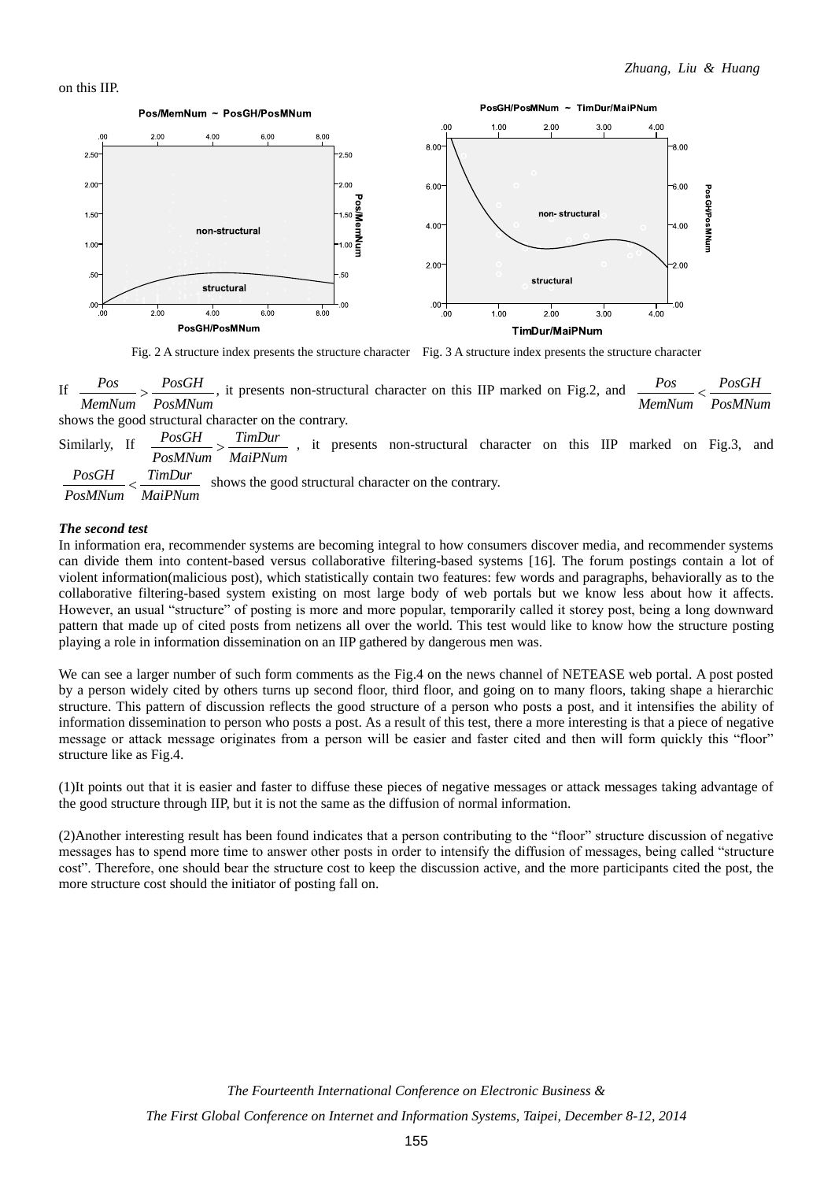on this IIP.

Fig. 2 A structure index presents the structure character    Fig. 3 A structure index presents the structure character

If $\frac{Pos}{MemNum} > \frac{PosGH}{PosMNum}$, it presents non-structural character on this IIP marked on Fig.2, and $\frac{Pos}{MemNum} < \frac{PosGH}{PosMNum}$ shows the good structural character on the contrary.

Similarly, If $\frac{PosGH}{PosMNum} > \frac{TimDur}{MaiPNum}$, it presents non-structural character on this IIP marked on Fig.3, and $\frac{PosGH}{PosMNum} < \frac{TimDur}{MaiPNum}$ shows the good structural character on the contrary.

***The second test***

In information era, recommender systems are becoming integral to how consumers discover media, and recommender systems can divide them into content-based versus collaborative filtering-based systems [16]. The forum postings contain a lot of violent information(malicious post), which statistically contain two features: few words and paragraphs, behaviorally as to the collaborative filtering-based system existing on most large body of web portals but we know less about how it affects. However, an usual "structure" of posting is more and more popular, temporarily called it storey post, being a long downward pattern that made up of cited posts from netizens all over the world. This test would like to know how the structure posting playing a role in information dissemination on an IIP gathered by dangerous men was.

We can see a larger number of such form comments as the Fig.4 on the news channel of NETEASE web portal. A post posted by a person widely cited by others turns up second floor, third floor, and going on to many floors, taking shape a hierarchic structure. This pattern of discussion reflects the good structure of a person who posts a post, and it intensifies the ability of information dissemination to person who posts a post. As a result of this test, there a more interesting is that a piece of negative message or attack message originates from a person will be easier and faster cited and then will form quickly this "floor" structure like as Fig.4.

(1)It points out that it is easier and faster to diffuse these pieces of negative messages or attack messages taking advantage of the good structure through IIP, but it is not the same as the diffusion of normal information.

(2)Another interesting result has been found indicates that a person contributing to the "floor" structure discussion of negative messages has to spend more time to answer other posts in order to intensify the diffusion of messages, being called "structure cost". Therefore, one should bear the structure cost to keep the discussion active, and the more participants cited the post, the more structure cost should the initiator of posting fall on.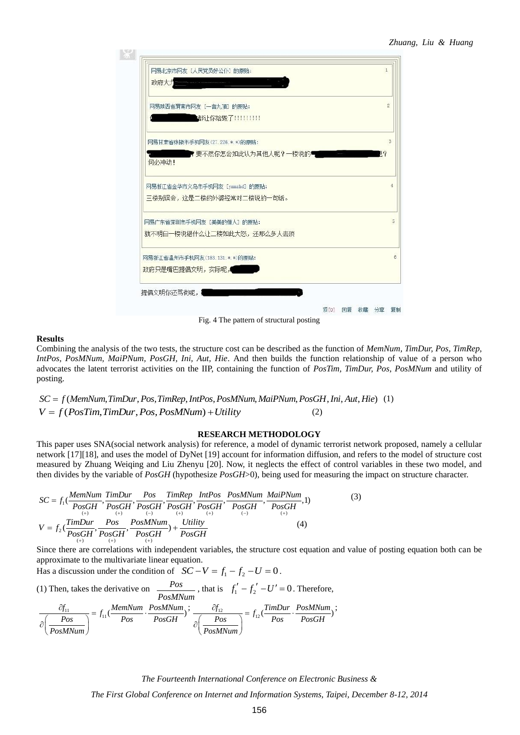Fig. 4 The pattern of structural posting

**Results**

Combining the analysis of the two tests, the structure cost can be described as the function of *MemNum, TimDur, Pos, TimRep, IntPos, PosMNum, MaiPNum, PosGH, Ini, Aut, Hie*. And then builds the function relationship of value of a person who advocates the latent terrorist activities on the IIP, containing the function of *PosTim, TimDur, Pos, PosMNum* and utility of posting.

$$SC = f(MemNum, TimDur, Pos, TimRep, IntPos, PosMNum, MaiPNum, PosGH, Ini, Aut, Hie) \quad (1)$$

$$V = f(PosTim, TimDur, Pos, PosMNum) + Utility \quad (2)$$

## RESEARCH METHODOLOGY

This paper uses SNA(social network analysis) for reference, a model of dynamic terrorist network proposed, namely a cellular network [17][18], and uses the model of DyNet [19] account for information diffusion, and refers to the model of structure cost measured by Zhuang Weiqing and Liu Zhenyu [20]. Now, it neglects the effect of control variables in these two model, and then divides by the variable of *PosGH* (hypothesize *PosGH*>0), being used for measuring the impact on structure character.

$$SC = f_1(\underset{(+)}{\frac{MemNum}{PosGH}}, \underset{(+)}{\frac{TimDur}{PosGH}}, \underset{(-)}{\frac{Pos}{PosGH}}, \underset{(+)}{\frac{TimRep}{PosGH}}, \underset{(+)}{\frac{IntPos}{PosGH}}, \underset{(-)}{\frac{PosMNum}{PosGH}}, \underset{(+)}{\frac{MaiPNum}{PosGH}}, 1) \quad (3)$$

$$V = f_2(\underset{(+)}{\frac{TimDur}{PosGH}}, \underset{(+)}{\frac{Pos}{PosGH}}, \underset{(+)}{\frac{PosMNum}{PosGH}}) + \frac{Utility}{PosGH} \quad (4)$$

Since there are correlations with independent variables, the structure cost equation and value of posting equation both can be approximate to the multivariate linear equation.

Has a discussion under the condition of $SC - V = f_1 - f_2 - U = 0$.

(1) Then, takes the derivative on $\frac{Pos}{PosMNum}$, that is $f_1' - f_2' - U' = 0$. Therefore,

$$\frac{\partial f_{11}}{\partial\left(\frac{Pos}{PosMNum}\right)} = f_{11}(\frac{MemNum}{Pos} \cdot \frac{PosMNum}{PosGH}); \quad \frac{\partial f_{12}}{\partial\left(\frac{Pos}{PosMNum}\right)} = f_{12}(\frac{TimDur}{Pos} \cdot \frac{PosMNum}{PosGH});$$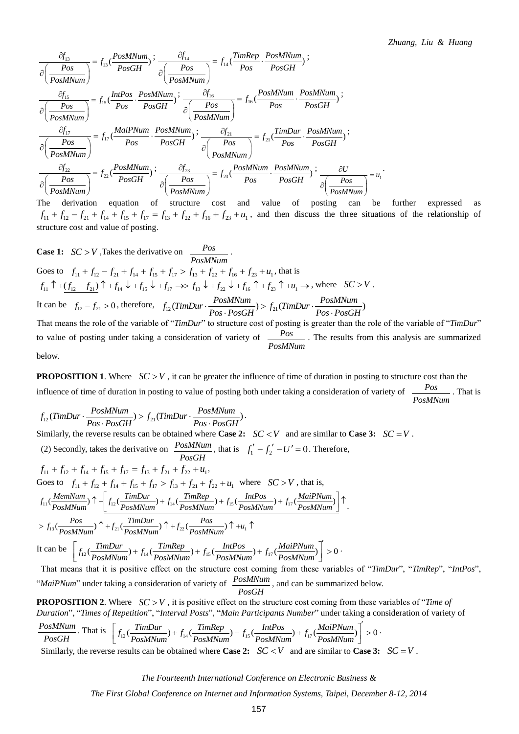$$\frac{\partial f_{13}}{\partial\left(\frac{Pos}{PosMNum}\right)} = f_{13}(\frac{PosMNum}{PosGH})\ ;\ \frac{\partial f_{14}}{\partial\left(\frac{Pos}{PosMNum}\right)} = f_{14}(\frac{TimRep}{Pos}\cdot\frac{PosMNum}{PosGH})\ ;$$

$$\frac{\partial f_{15}}{\partial\left(\frac{Pos}{PosMNum}\right)} = f_{15}(\frac{IntPos}{Pos}\cdot\frac{PosMNum}{PosGH})\ ;\ \frac{\partial f_{16}}{\partial\left(\frac{Pos}{PosMNum}\right)} = f_{16}(\frac{PosMNum}{Pos}\cdot\frac{PosMNum}{PosGH})\ ;$$

$$\frac{\partial f_{17}}{\partial\left(\frac{Pos}{PosMNum}\right)} = f_{17}(\frac{MaiPNum}{Pos}\cdot\frac{PosMNum}{PosGH})\ ;\ \frac{\partial f_{21}}{\partial\left(\frac{Pos}{PosMNum}\right)} = f_{21}(\frac{TimDur}{Pos}\cdot\frac{PosMNum}{PosGH})\ ;$$

$$\frac{\partial f_{22}}{\partial\left(\frac{Pos}{PosMNum}\right)} = f_{22}(\frac{PosMNum}{PosGH})\ ;\ \frac{\partial f_{23}}{\partial\left(\frac{Pos}{PosMNum}\right)} = f_{23}(\frac{PosMNum}{Pos}\cdot\frac{PosMNum}{PosGH})\ ;\ \frac{\partial U}{\partial\left(\frac{Pos}{PosMNum}\right)} = u_1\ .$$

The derivation equation of structure cost and value of posting can be further expressed as $f_{11} + f_{12} - f_{21} + f_{14} + f_{15} + f_{17} = f_{13} + f_{22} + f_{16} + f_{23} + u_1$, and then discuss the three situations of the relationship of structure cost and value of posting.

**Case 1:** $SC > V$ ,Takes the derivative on $\frac{Pos}{PosMNum}$.

Goes to $f_{11} + f_{12} - f_{21} + f_{14} + f_{15} + f_{17} > f_{13} + f_{22} + f_{16} + f_{23} + u_1$, that is

$f_{11}\uparrow + \underline{(f_{12} - f_{21})}\uparrow + f_{14}\downarrow + f_{15}\downarrow + f_{17} \to\!> f_{13}\downarrow + f_{22}\downarrow + f_{16}\uparrow + f_{23}\uparrow + u_1 \to$ , where $SC > V$ .

It can be $f_{12} - f_{21} > 0$ , therefore, $f_{12}(TimDur\cdot\frac{PosMNum}{Pos\cdot PosGH}) > f_{21}(TimDur\cdot\frac{PosMNum}{Pos\cdot PosGH})$

That means the role of the variable of "*TimDur*" to structure cost of posting is greater than the role of the variable of "*TimDur*" to value of posting under taking a consideration of variety of $\frac{Pos}{PosMNum}$. The results from this analysis are summarized below.

**PROPOSITION 1**. Where $SC > V$ , it can be greater the influence of time of duration in posting to structure cost than the influence of time of duration in posting to value of posting both under taking a consideration of variety of $\frac{Pos}{PosMNum}$. That is

$f_{12}(TimDur\cdot\frac{PosMNum}{Pos\cdot PosGH}) > f_{21}(TimDur\cdot\frac{PosMNum}{Pos\cdot PosGH})$.

Similarly, the reverse results can be obtained where **Case 2:** $SC < V$ and are similar to **Case 3:** $SC = V$ .

(2) Secondly, takes the derivative on $\frac{PosMNum}{PosGH}$, that is $f_1' - f_2' - U' = 0$. Therefore,

$f_{11} + f_{12} + f_{14} + f_{15} + f_{17} = f_{13} + f_{21} + f_{22} + u_1,$

Goes to $f_{11} + f_{12} + f_{14} + f_{15} + f_{17} > f_{13} + f_{21} + f_{22} + u_1$ where $SC > V$ , that is,

$$f_{11}(\frac{MemNum}{PosMNum})\uparrow + \underline{\left[f_{12}(\frac{TimDur}{PosMNum}) + f_{14}(\frac{TimRep}{PosMNum}) + f_{15}(\frac{IntPos}{PosMNum}) + f_{17}(\frac{MaiPNum}{PosMNum})\right]}\uparrow .$$

$$> f_{13}(\frac{Pos}{PosMNum})\uparrow + f_{21}(\frac{TimDur}{PosMNum})\uparrow + f_{22}(\frac{Pos}{PosMNum})\uparrow + u_1\uparrow$$

It can be $\left[f_{12}(\frac{TimDur}{PosMNum}) + f_{14}(\frac{TimRep}{PosMNum}) + f_{15}(\frac{IntPos}{PosMNum}) + f_{17}(\frac{MaiPNum}{PosMNum})\right]' > 0$ ·

That means that it is positive effect on the structure cost coming from these variables of "*TimDur*", "*TimRep*", "*IntPos*", "*MaiPNum*" under taking a consideration of variety of $\frac{PosMNum}{PosGH}$, and can be summarized below.

**PROPOSITION 2**. Where $SC > V$ , it is positive effect on the structure cost coming from these variables of "*Time of Duration*", "*Times of Repetition*", "*Interval Posts*", "*Main Participants Number*" under taking a consideration of variety of $\frac{PosMNum}{PosGH}$. That is $\left[f_{12}(\frac{TimDur}{PosMNum}) + f_{14}(\frac{TimRep}{PosMNum}) + f_{15}(\frac{IntPos}{PosMNum}) + f_{17}(\frac{MaiPNum}{PosMNum})\right]' > 0$ ·

Similarly, the reverse results can be obtained where **Case 2:** $SC < V$ and are similar to **Case 3:** $SC = V$ .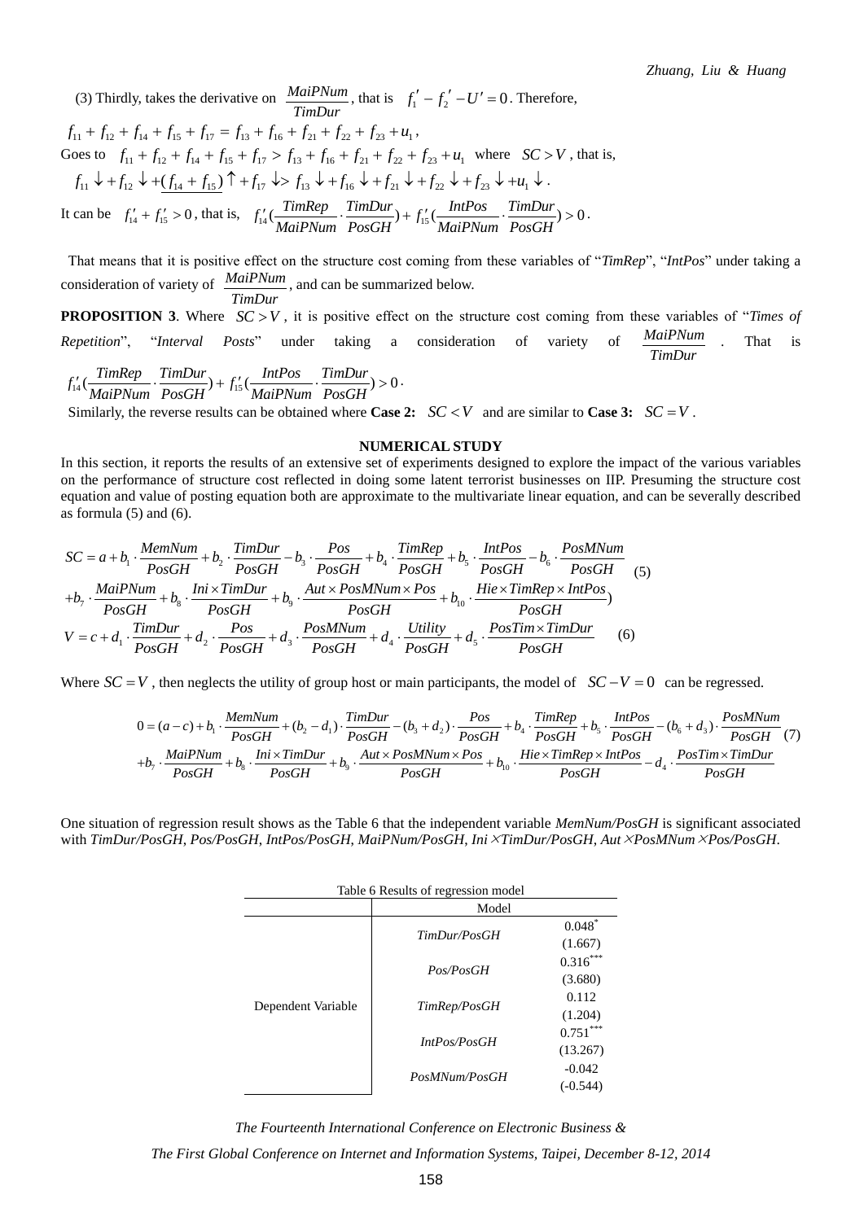(3) Thirdly, takes the derivative on $\dfrac{MaiPNum}{TimDur}$, that is $f_1' - f_2' - U' = 0$. Therefore,

$f_{11} + f_{12} + f_{14} + f_{15} + f_{17} = f_{13} + f_{16} + f_{21} + f_{22} + f_{23} + u_1$,

Goes to $f_{11} + f_{12} + f_{14} + f_{15} + f_{17} > f_{13} + f_{16} + f_{21} + f_{22} + f_{23} + u_1$ where $SC > V$, that is,

$f_{11} \downarrow + f_{12} \downarrow + \underline{(f_{14} + f_{15})} \uparrow + f_{17} \downarrow > f_{13} \downarrow + f_{16} \downarrow + f_{21} \downarrow + f_{22} \downarrow + f_{23} \downarrow + u_1 \downarrow$.

It can be $f_{14}' + f_{15}' > 0$, that is, $f_{14}'(\dfrac{TimRep}{MaiPNum} \cdot \dfrac{TimDur}{PosGH}) + f_{15}'(\dfrac{IntPos}{MaiPNum} \cdot \dfrac{TimDur}{PosGH}) > 0$.

That means that it is positive effect on the structure cost coming from these variables of "*TimRep*", "*IntPos*" under taking a consideration of variety of $\dfrac{MaiPNum}{TimDur}$, and can be summarized below.

**PROPOSITION 3**. Where $SC > V$, it is positive effect on the structure cost coming from these variables of "*Times of Repetition*", "*Interval Posts*" under taking a consideration of variety of $\dfrac{MaiPNum}{TimDur}$. That is $f_{14}'(\dfrac{TimRep}{MaiPNum} \cdot \dfrac{TimDur}{PosGH}) + f_{15}'(\dfrac{IntPos}{MaiPNum} \cdot \dfrac{TimDur}{PosGH}) > 0$.

Similarly, the reverse results can be obtained where **Case 2:** $SC < V$ and are similar to **Case 3:** $SC = V$.

## NUMERICAL STUDY

In this section, it reports the results of an extensive set of experiments designed to explore the impact of the various variables on the performance of structure cost reflected in doing some latent terrorist businesses on IIP. Presuming the structure cost equation and value of posting equation both are approximate to the multivariate linear equation, and can be severally described as formula (5) and (6).

$$
\begin{aligned}
SC = a &+ b_1 \cdot \frac{MemNum}{PosGH} + b_2 \cdot \frac{TimDur}{PosGH} - b_3 \cdot \frac{Pos}{PosGH} + b_4 \cdot \frac{TimRep}{PosGH} + b_5 \cdot \frac{IntPos}{PosGH} - b_6 \cdot \frac{PosMNum}{PosGH} \\
&+ b_7 \cdot \frac{MaiPNum}{PosGH} + b_8 \cdot \frac{Ini \times TimDur}{PosGH} + b_9 \cdot \frac{Aut \times PosMNum \times Pos}{PosGH} + b_{10} \cdot \frac{Hie \times TimRep \times IntPos}{PosGH})
\end{aligned} \quad (5)
$$

$$
V = c + d_1 \cdot \frac{TimDur}{PosGH} + d_2 \cdot \frac{Pos}{PosGH} + d_3 \cdot \frac{PosMNum}{PosGH} + d_4 \cdot \frac{Utility}{PosGH} + d_5 \cdot \frac{PosTim \times TimDur}{PosGH} \quad (6)
$$

Where $SC = V$, then neglects the utility of group host or main participants, the model of $SC - V = 0$ can be regressed.

$$
\begin{aligned}
0 = (a-c) &+ b_1 \cdot \frac{MemNum}{PosGH} + (b_2 - d_1) \cdot \frac{TimDur}{PosGH} - (b_3 + d_2) \cdot \frac{Pos}{PosGH} + b_4 \cdot \frac{TimRep}{PosGH} + b_5 \cdot \frac{IntPos}{PosGH} - (b_6 + d_3) \cdot \frac{PosMNum}{PosGH} \\
&+ b_7 \cdot \frac{MaiPNum}{PosGH} + b_8 \cdot \frac{Ini \times TimDur}{PosGH} + b_9 \cdot \frac{Aut \times PosMNum \times Pos}{PosGH} + b_{10} \cdot \frac{Hie \times TimRep \times IntPos}{PosGH} - d_4 \cdot \frac{PosTim \times TimDur}{PosGH}
\end{aligned} \quad (7)
$$

One situation of regression result shows as the Table 6 that the independent variable *MemNum/PosGH* is significant associated with *TimDur/PosGH*, *Pos/PosGH*, *IntPos/PosGH*, *MaiPNum/PosGH*, *Ini×TimDur/PosGH*, *Aut×PosMNum×Pos/PosGH*.

Table 6 Results of regression model

| | Model | |
|---|---|---|
| Dependent Variable | *TimDur/PosGH* | $0.048^{*}$ (1.667) |
| | *Pos/PosGH* | $0.316^{***}$ (3.680) |
| | *TimRep/PosGH* | 0.112 (1.204) |
| | *IntPos/PosGH* | $0.751^{***}$ (13.267) |
| | *PosMNum/PosGH* | -0.042 (-0.544) |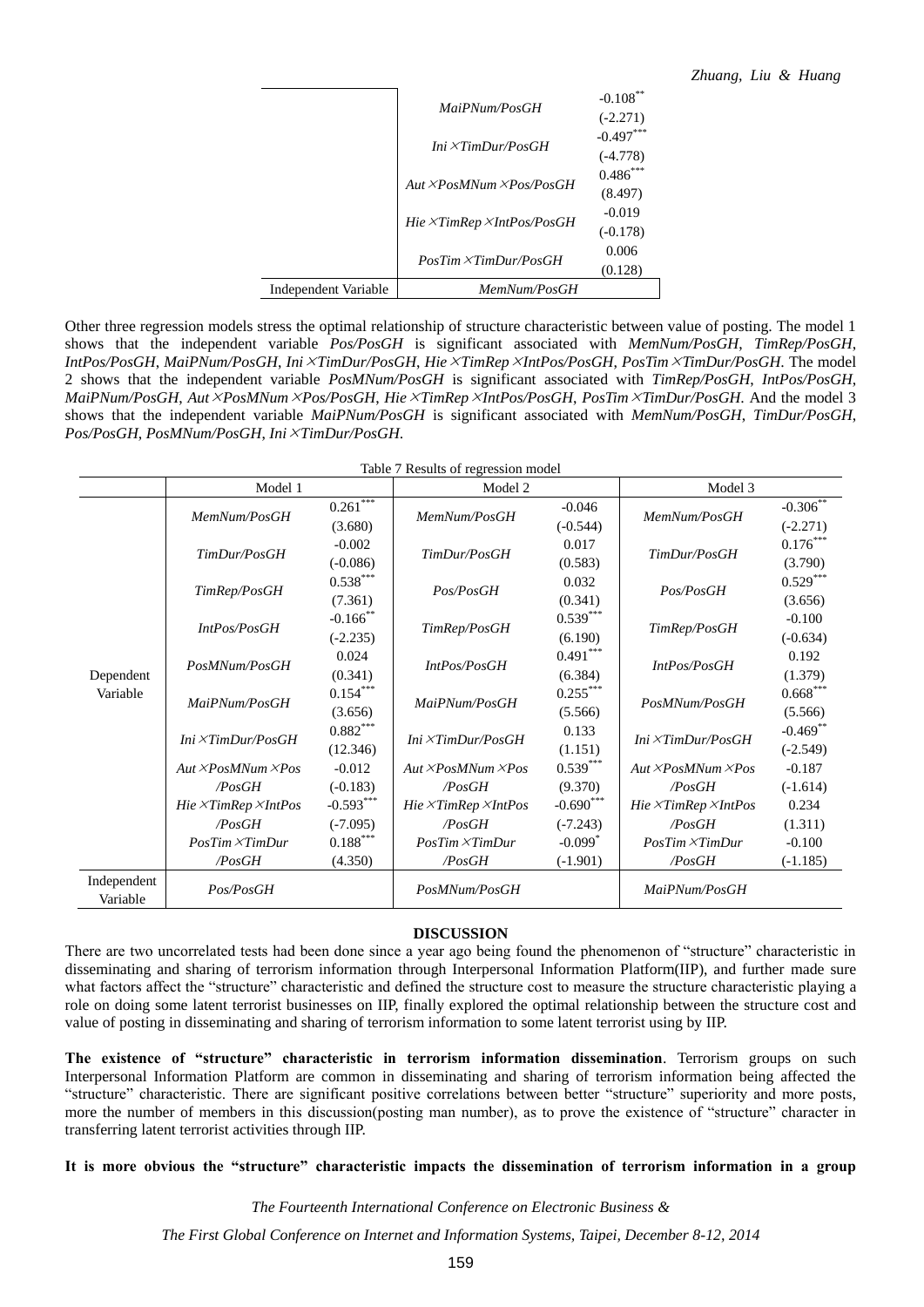| | | |
|---|---|---|
| | *MaiPNum/PosGH* | -0.108** |
| | | (-2.271) |
| | *Ini×TimDur/PosGH* | -0.497*** |
| | | (-4.778) |
| | *Aut×PosMNum×Pos/PosGH* | 0.486*** |
| | | (8.497) |
| | *Hie×TimRep×IntPos/PosGH* | -0.019 |
| | | (-0.178) |
| | *PosTim×TimDur/PosGH* | 0.006 |
| | | (0.128) |
| Independent Variable | *MemNum/PosGH* | |

Other three regression models stress the optimal relationship of structure characteristic between value of posting. The model 1 shows that the independent variable *Pos/PosGH* is significant associated with *MemNum/PosGH*, *TimRep/PosGH*, *IntPos/PosGH*, *MaiPNum/PosGH*, *Ini×TimDur/PosGH*, *Hie×TimRep×IntPos/PosGH*, *PosTim×TimDur/PosGH*. The model 2 shows that the independent variable *PosMNum/PosGH* is significant associated with *TimRep/PosGH*, *IntPos/PosGH*, *MaiPNum/PosGH*, *Aut×PosMNum×Pos/PosGH*, *Hie×TimRep×IntPos/PosGH*, *PosTim×TimDur/PosGH*. And the model 3 shows that the independent variable *MaiPNum/PosGH* is significant associated with *MemNum/PosGH*, *TimDur/PosGH*, *Pos/PosGH*, *PosMNum/PosGH*, *Ini×TimDur/PosGH*.

Table 7 Results of regression model

| | Model 1 | | Model 2 | | Model 3 | |
|---|---|---|---|---|---|---|
| Dependent Variable | *MemNum/PosGH* | 0.261*** (3.680) | *MemNum/PosGH* | -0.046 (-0.544) | *MemNum/PosGH* | -0.306** (-2.271) |
| | *TimDur/PosGH* | -0.002 (-0.086) | *TimDur/PosGH* | 0.017 (0.583) | *TimDur/PosGH* | 0.176*** (3.790) |
| | *TimRep/PosGH* | 0.538*** (7.361) | *Pos/PosGH* | 0.032 (0.341) | *Pos/PosGH* | 0.529*** (3.656) |
| | *IntPos/PosGH* | -0.166** (-2.235) | *TimRep/PosGH* | 0.539*** (6.190) | *TimRep/PosGH* | -0.100 (-0.634) |
| | *PosMNum/PosGH* | 0.024 (0.341) | *IntPos/PosGH* | 0.491*** (6.384) | *IntPos/PosGH* | 0.192 (1.379) |
| | *MaiPNum/PosGH* | 0.154*** (3.656) | *MaiPNum/PosGH* | 0.255*** (5.566) | *PosMNum/PosGH* | 0.668*** (5.566) |
| | *Ini×TimDur/PosGH* | 0.882*** (12.346) | *Ini×TimDur/PosGH* | 0.133 (1.151) | *Ini×TimDur/PosGH* | -0.469** (-2.549) |
| | *Aut×PosMNum×Pos /PosGH* | -0.012 (-0.183) | *Aut×PosMNum×Pos /PosGH* | 0.539*** (9.370) | *Aut×PosMNum×Pos /PosGH* | -0.187 (-1.614) |
| | *Hie×TimRep×IntPos /PosGH* | -0.593*** (-7.095) | *Hie×TimRep×IntPos /PosGH* | -0.690*** (-7.243) | *Hie×TimRep×IntPos /PosGH* | 0.234 (1.311) |
| | *PosTim×TimDur /PosGH* | 0.188*** (4.350) | *PosTim×TimDur /PosGH* | -0.099* (-1.901) | *PosTim×TimDur /PosGH* | -0.100 (-1.185) |
| Independent Variable | *Pos/PosGH* | | *PosMNum/PosGH* | | *MaiPNum/PosGH* | |

## DISCUSSION

There are two uncorrelated tests had been done since a year ago being found the phenomenon of "structure" characteristic in disseminating and sharing of terrorism information through Interpersonal Information Platform(IIP), and further made sure what factors affect the "structure" characteristic and defined the structure cost to measure the structure characteristic playing a role on doing some latent terrorist businesses on IIP, finally explored the optimal relationship between the structure cost and value of posting in disseminating and sharing of terrorism information to some latent terrorist using by IIP.

**The existence of "structure" characteristic in terrorism information dissemination**. Terrorism groups on such Interpersonal Information Platform are common in disseminating and sharing of terrorism information being affected the "structure" characteristic. There are significant positive correlations between better "structure" superiority and more posts, more the number of members in this discussion(posting man number), as to prove the existence of "structure" character in transferring latent terrorist activities through IIP.

**It is more obvious the "structure" characteristic impacts the dissemination of terrorism information in a group**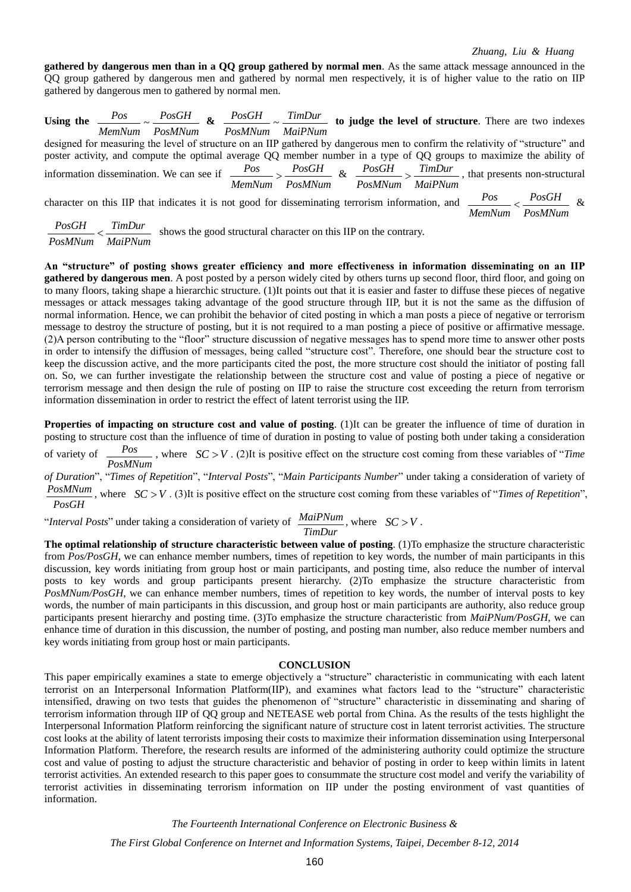**gathered by dangerous men than in a QQ group gathered by normal men**. As the same attack message announced in the QQ group gathered by dangerous men and gathered by normal men respectively, it is of higher value to the ratio on IIP gathered by dangerous men to gathered by normal men.

**Using the** $\frac{Pos}{MemNum} \sim \frac{PosGH}{PosMNum}$ **&** $\frac{PosGH}{PosMNum} \sim \frac{TimDur}{MaiPNum}$ **to judge the level of structure**. There are two indexes designed for measuring the level of structure on an IIP gathered by dangerous men to confirm the relativity of "structure" and poster activity, and compute the optimal average QQ member number in a type of QQ groups to maximize the ability of information dissemination. We can see if $\frac{Pos}{MemNum} > \frac{PosGH}{PosMNum}$ & $\frac{PosGH}{PosMNum} > \frac{TimDur}{MaiPNum}$, that presents non-structural character on this IIP that indicates it is not good for disseminating terrorism information, and $\frac{Pos}{MemNum} < \frac{PosGH}{PosMNum}$ & $\frac{PosGH}{PosMNum} < \frac{TimDur}{MaiPNum}$ shows the good structural character on this IIP on the contrary.

**An "structure" of posting shows greater efficiency and more effectiveness in information disseminating on an IIP gathered by dangerous men**. A post posted by a person widely cited by others turns up second floor, third floor, and going on to many floors, taking shape a hierarchic structure. (1)It points out that it is easier and faster to diffuse these pieces of negative messages or attack messages taking advantage of the good structure through IIP, but it is not the same as the diffusion of normal information. Hence, we can prohibit the behavior of cited posting in which a man posts a piece of negative or terrorism message to destroy the structure of posting, but it is not required to a man posting a piece of positive or affirmative message. (2)A person contributing to the "floor" structure discussion of negative messages has to spend more time to answer other posts in order to intensify the diffusion of messages, being called "structure cost". Therefore, one should bear the structure cost to keep the discussion active, and the more participants cited the post, the more structure cost should the initiator of posting fall on. So, we can further investigate the relationship between the structure cost and value of posting a piece of negative or terrorism message and then design the rule of posting on IIP to raise the structure cost exceeding the return from terrorism information dissemination in order to restrict the effect of latent terrorist using the IIP.

**Properties of impacting on structure cost and value of posting**. (1)It can be greater the influence of time of duration in posting to structure cost than the influence of time of duration in posting to value of posting both under taking a consideration of variety of $\frac{Pos}{PosMNum}$, where $SC > V$. (2)It is positive effect on the structure cost coming from these variables of "*Time of Duration*", "*Times of Repetition*", "*Interval Posts*", "*Main Participants Number*" under taking a consideration of variety of $\frac{PosMNum}{PosGH}$, where $SC > V$. (3)It is positive effect on the structure cost coming from these variables of "*Times of Repetition*", "*Interval Posts*" under taking a consideration of variety of $\frac{MaiPNum}{TimDur}$, where $SC > V$.

**The optimal relationship of structure characteristic between value of posting**. (1)To emphasize the structure characteristic from *Pos/PosGH*, we can enhance member numbers, times of repetition to key words, the number of main participants in this discussion, key words initiating from group host or main participants, and posting time, also reduce the number of interval posts to key words and group participants present hierarchy. (2)To emphasize the structure characteristic from *PosMNum/PosGH*, we can enhance member numbers, times of repetition to key words, the number of interval posts to key words, the number of main participants in this discussion, and group host or main participants are authority, also reduce group participants present hierarchy and posting time. (3)To emphasize the structure characteristic from *MaiPNum/PosGH*, we can enhance time of duration in this discussion, the number of posting, and posting man number, also reduce member numbers and key words initiating from group host or main participants.

## CONCLUSION

This paper empirically examines a state to emerge objectively a "structure" characteristic in communicating with each latent terrorist on an Interpersonal Information Platform(IIP), and examines what factors lead to the "structure" characteristic intensified, drawing on two tests that guides the phenomenon of "structure" characteristic in disseminating and sharing of terrorism information through IIP of QQ group and NETEASE web portal from China. As the results of the tests highlight the Interpersonal Information Platform reinforcing the significant nature of structure cost in latent terrorist activities. The structure cost looks at the ability of latent terrorists imposing their costs to maximize their information dissemination using Interpersonal Information Platform. Therefore, the research results are informed of the administering authority could optimize the structure cost and value of posting to adjust the structure characteristic and behavior of posting in order to keep within limits in latent terrorist activities. An extended research to this paper goes to consummate the structure cost model and verify the variability of terrorist activities in disseminating terrorism information on IIP under the posting environment of vast quantities of information.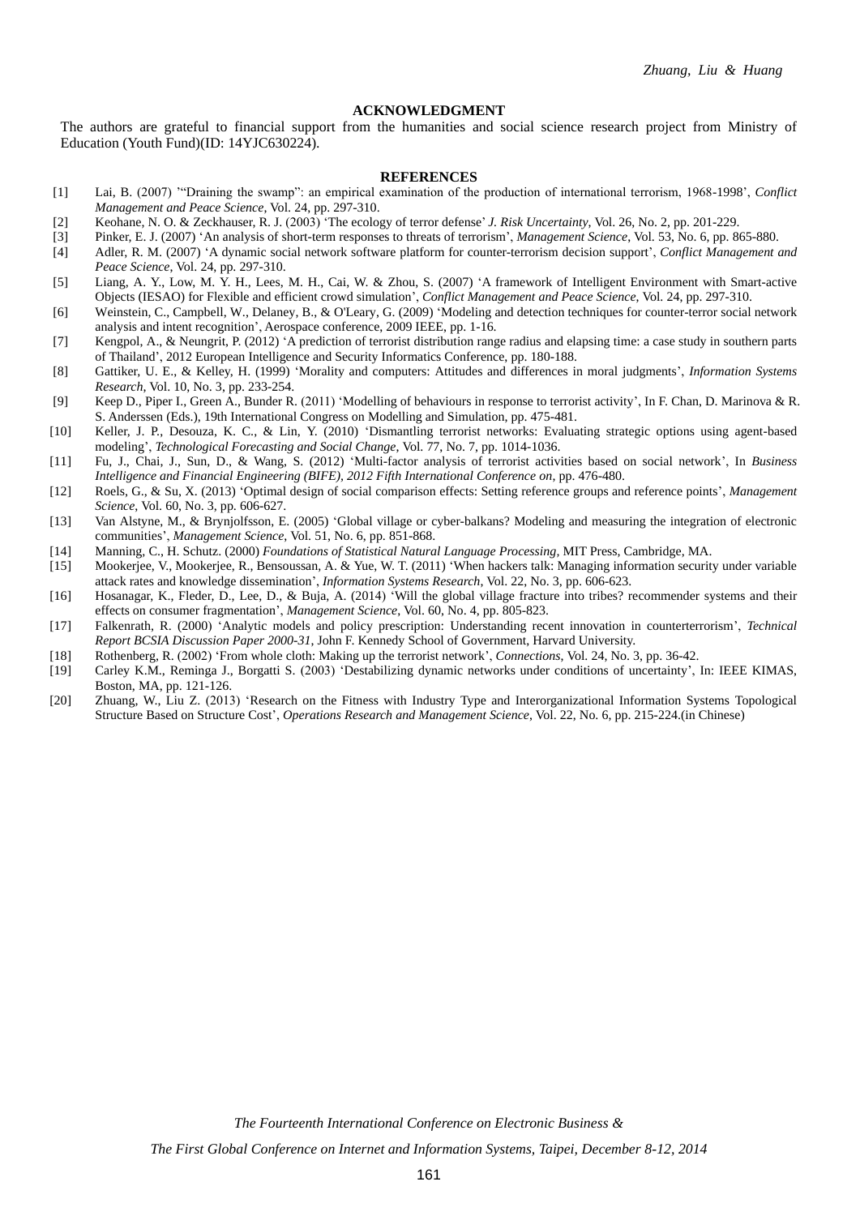## ACKNOWLEDGMENT

The authors are grateful to financial support from the humanities and social science research project from Ministry of Education (Youth Fund)(ID: 14YJC630224).

## REFERENCES

[1] Lai, B. (2007) '"Draining the swamp": an empirical examination of the production of international terrorism, 1968-1998', *Conflict Management and Peace Science*, Vol. 24, pp. 297-310.

[2] Keohane, N. O. & Zeckhauser, R. J. (2003) 'The ecology of terror defense' *J. Risk Uncertainty*, Vol. 26, No. 2, pp. 201-229.

[3] Pinker, E. J. (2007) 'An analysis of short-term responses to threats of terrorism', *Management Science*, Vol. 53, No. 6, pp. 865-880.

[4] Adler, R. M. (2007) 'A dynamic social network software platform for counter-terrorism decision support', *Conflict Management and Peace Science*, Vol. 24, pp. 297-310.

[5] Liang, A. Y., Low, M. Y. H., Lees, M. H., Cai, W. & Zhou, S. (2007) 'A framework of Intelligent Environment with Smart-active Objects (IESAO) for Flexible and efficient crowd simulation', *Conflict Management and Peace Science*, Vol. 24, pp. 297-310.

[6] Weinstein, C., Campbell, W., Delaney, B., & O'Leary, G. (2009) 'Modeling and detection techniques for counter-terror social network analysis and intent recognition', Aerospace conference, 2009 IEEE, pp. 1-16.

[7] Kengpol, A., & Neungrit, P. (2012) 'A prediction of terrorist distribution range radius and elapsing time: a case study in southern parts of Thailand', 2012 European Intelligence and Security Informatics Conference, pp. 180-188.

[8] Gattiker, U. E., & Kelley, H. (1999) 'Morality and computers: Attitudes and differences in moral judgments', *Information Systems Research*, Vol. 10, No. 3, pp. 233-254.

[9] Keep D., Piper I., Green A., Bunder R. (2011) 'Modelling of behaviours in response to terrorist activity', In F. Chan, D. Marinova & R. S. Anderssen (Eds.), 19th International Congress on Modelling and Simulation, pp. 475-481.

[10] Keller, J. P., Desouza, K. C., & Lin, Y. (2010) 'Dismantling terrorist networks: Evaluating strategic options using agent-based modeling', *Technological Forecasting and Social Change*, Vol. 77, No. 7, pp. 1014-1036.

[11] Fu, J., Chai, J., Sun, D., & Wang, S. (2012) 'Multi-factor analysis of terrorist activities based on social network', In *Business Intelligence and Financial Engineering (BIFE), 2012 Fifth International Conference on*, pp. 476-480.

[12] Roels, G., & Su, X. (2013) 'Optimal design of social comparison effects: Setting reference groups and reference points', *Management Science*, Vol. 60, No. 3, pp. 606-627.

[13] Van Alstyne, M., & Brynjolfsson, E. (2005) 'Global village or cyber-balkans? Modeling and measuring the integration of electronic communities', *Management Science*, Vol. 51, No. 6, pp. 851-868.

[14] Manning, C., H. Schutz. (2000) *Foundations of Statistical Natural Language Processing*, MIT Press, Cambridge, MA.

[15] Mookerjee, V., Mookerjee, R., Bensoussan, A. & Yue, W. T. (2011) 'When hackers talk: Managing information security under variable attack rates and knowledge dissemination', *Information Systems Research*, Vol. 22, No. 3, pp. 606-623.

[16] Hosanagar, K., Fleder, D., Lee, D., & Buja, A. (2014) 'Will the global village fracture into tribes? recommender systems and their effects on consumer fragmentation', *Management Science*, Vol. 60, No. 4, pp. 805-823.

[17] Falkenrath, R. (2000) 'Analytic models and policy prescription: Understanding recent innovation in counterterrorism', *Technical Report BCSIA Discussion Paper 2000-31*, John F. Kennedy School of Government, Harvard University.

[18] Rothenberg, R. (2002) 'From whole cloth: Making up the terrorist network', *Connections*, Vol. 24, No. 3, pp. 36-42.

[19] Carley K.M., Reminga J., Borgatti S. (2003) 'Destabilizing dynamic networks under conditions of uncertainty', In: IEEE KIMAS, Boston, MA, pp. 121-126.

[20] Zhuang, W., Liu Z. (2013) 'Research on the Fitness with Industry Type and Interorganizational Information Systems Topological Structure Based on Structure Cost', *Operations Research and Management Science*, Vol. 22, No. 6, pp. 215-224.(in Chinese)